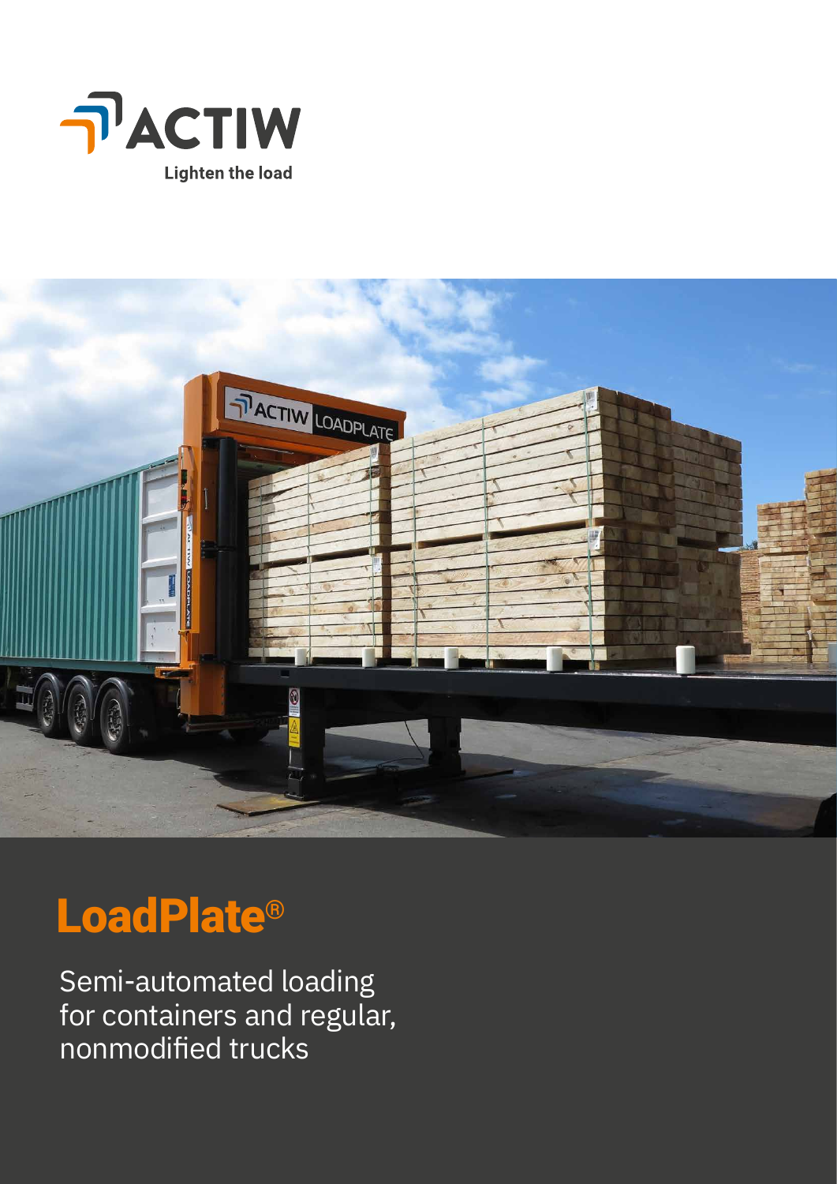ACTIW

Lighten the load

# LoadPlate®

Semi-automated loading for containers and regular, nonmodified trucks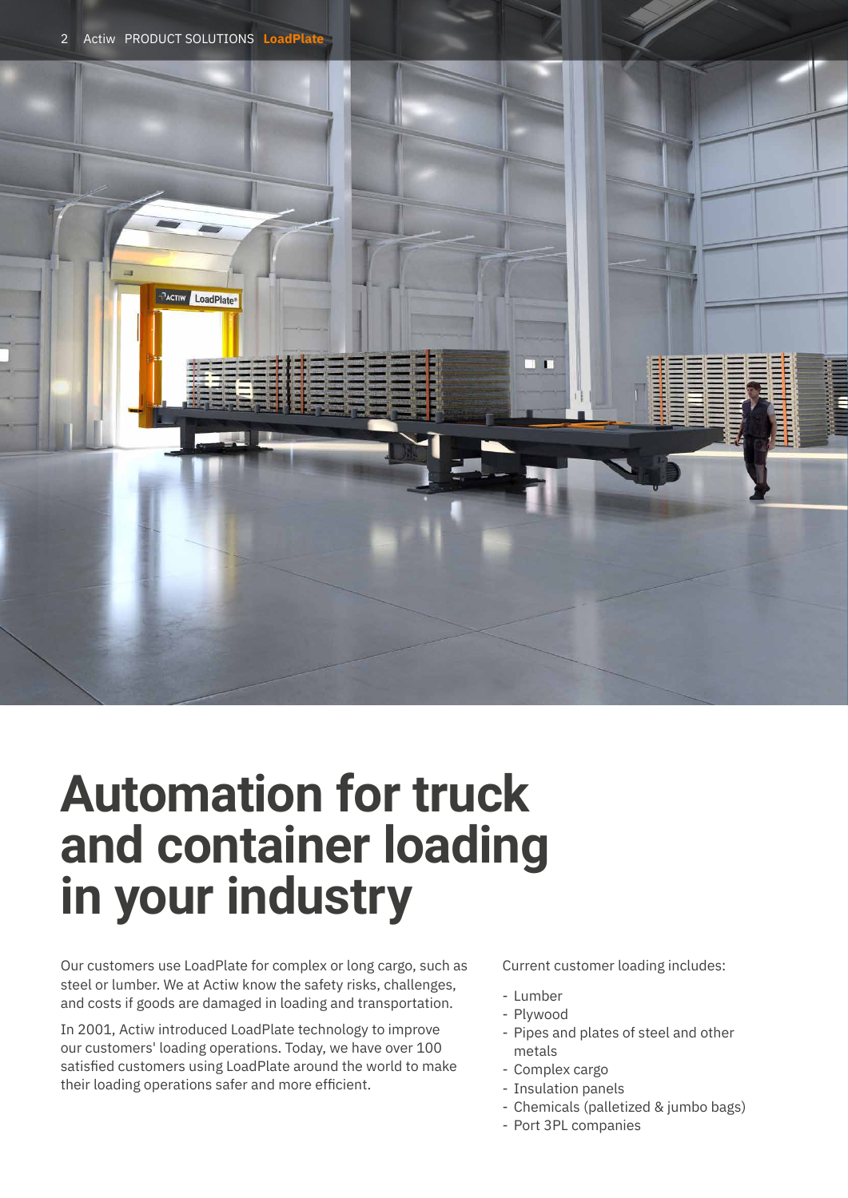# Automation for truck and container loading in your industry

Our customers use LoadPlate for complex or long cargo, such as steel or lumber. We at Actiw know the safety risks, challenges, and costs if goods are damaged in loading and transportation.

In 2001, Actiw introduced LoadPlate technology to improve our customers' loading operations. Today, we have over 100 satisfied customers using LoadPlate around the world to make their loading operations safer and more efficient.

Current customer loading includes:

- Lumber
- Plywood
- Pipes and plates of steel and other metals
- Complex cargo
- Insulation panels
- Chemicals (palletized & jumbo bags)
- Port 3PL companies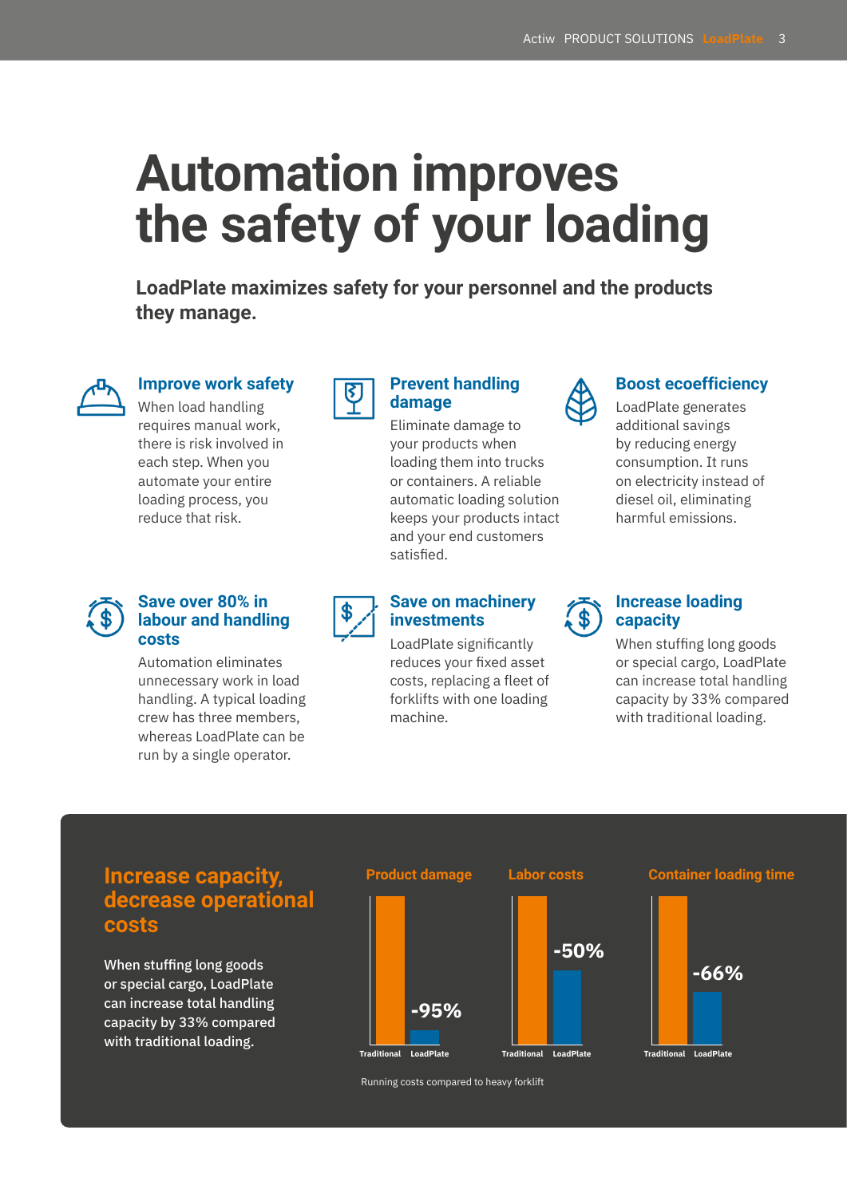# Automation improves the safety of your loading

**LoadPlate maximizes safety for your personnel and the products they manage.**

### Improve work safety

When load handling requires manual work, there is risk involved in each step. When you automate your entire loading process, you reduce that risk.

### Prevent handling damage

Eliminate damage to your products when loading them into trucks or containers. A reliable automatic loading solution keeps your products intact and your end customers satisfied.

### Boost ecoefficiency

LoadPlate generates additional savings by reducing energy consumption. It runs on electricity instead of diesel oil, eliminating harmful emissions.

### Save over 80% in labour and handling costs

Automation eliminates unnecessary work in load handling. A typical loading crew has three members, whereas LoadPlate can be run by a single operator.

### Save on machinery investments

LoadPlate significantly reduces your fixed asset costs, replacing a fleet of forklifts with one loading machine.

### Increase loading capacity

When stuffing long goods or special cargo, LoadPlate can increase total handling capacity by 33% compared with traditional loading.

## Increase capacity, decrease operational costs

When stuffing long goods or special cargo, LoadPlate can increase total handling capacity by 33% compared with traditional loading.

| | Product damage | Labor costs | Container loading time |
|---|---|---|---|
| LoadPlate vs. Traditional | -95% | -50% | -66% |

Running costs compared to heavy forklift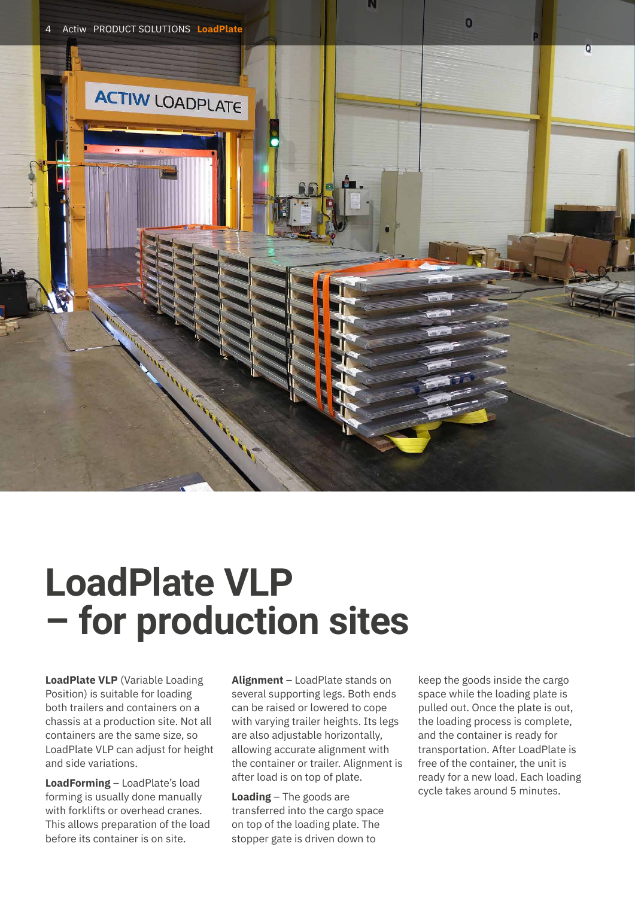# LoadPlate VLP – for production sites

**LoadPlate VLP** (Variable Loading Position) is suitable for loading both trailers and containers on a chassis at a production site. Not all containers are the same size, so LoadPlate VLP can adjust for height and side variations.

**LoadForming** – LoadPlate's load forming is usually done manually with forklifts or overhead cranes. This allows preparation of the load before its container is on site.

**Alignment** – LoadPlate stands on several supporting legs. Both ends can be raised or lowered to cope with varying trailer heights. Its legs are also adjustable horizontally, allowing accurate alignment with the container or trailer. Alignment is after load is on top of plate.

**Loading** – The goods are transferred into the cargo space on top of the loading plate. The stopper gate is driven down to keep the goods inside the cargo space while the loading plate is pulled out. Once the plate is out, the loading process is complete, and the container is ready for transportation. After LoadPlate is free of the container, the unit is ready for a new load. Each loading cycle takes around 5 minutes.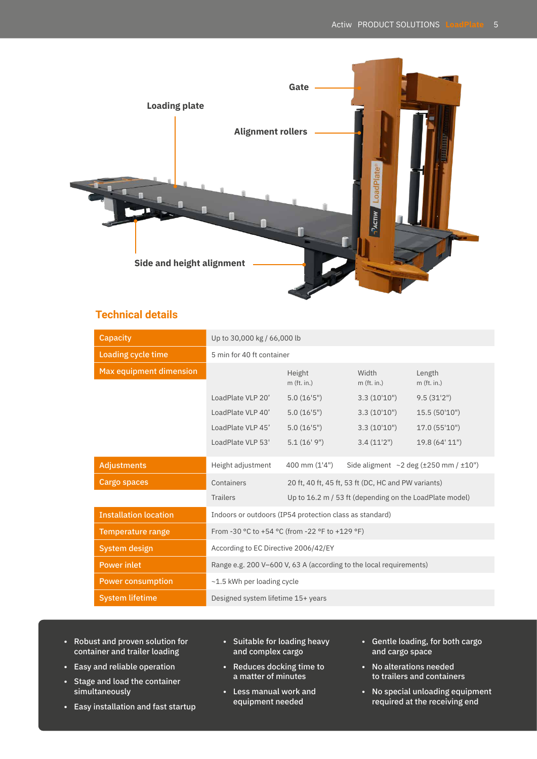Loading plate

Gate

Alignment rollers

Side and height alignment

## Technical details

| | | | | |
|---|---|---|---|---|
| **Capacity** | Up to 30,000 kg / 66,000 lb | | | |
| **Loading cycle time** | 5 min for 40 ft container | | | |
| **Max equipment dimension** | | Height m (ft. in.) | Width m (ft. in.) | Length m (ft. in.) |
| | LoadPlate VLP 20' | 5.0 (16'5") | 3.3 (10'10") | 9.5 (31'2") |
| | LoadPlate VLP 40' | 5.0 (16'5") | 3.3 (10'10") | 15.5 (50'10") |
| | LoadPlate VLP 45' | 5.0 (16'5") | 3.3 (10'10") | 17.0 (55'10") |
| | LoadPlate VLP 53' | 5.1 (16' 9") | 3.4 (11'2") | 19.8 (64' 11") |
| **Adjustments** | Height adjustment | 400 mm (1'4") | Side aligment | ~2 deg (±250 mm / ±10") |
| **Cargo spaces** | Containers | 20 ft, 40 ft, 45 ft, 53 ft (DC, HC and PW variants) | | |
| | Trailers | Up to 16.2 m / 53 ft (depending on the LoadPlate model) | | |
| **Installation location** | Indoors or outdoors (IP54 protection class as standard) | | | |
| **Temperature range** | From -30 °C to +54 °C (from -22 °F to +129 °F) | | | |
| **System design** | According to EC Directive 2006/42/EY | | | |
| **Power inlet** | Range e.g. 200 V–600 V, 63 A (according to the local requirements) | | | |
| **Power consumption** | ~1.5 kWh per loading cycle | | | |
| **System lifetime** | Designed system lifetime 15+ years | | | |

- Robust and proven solution for container and trailer loading
- Easy and reliable operation
- Stage and load the container simultaneously
- Easy installation and fast startup
- Suitable for loading heavy and complex cargo
- Reduces docking time to a matter of minutes
- Less manual work and equipment needed
- Gentle loading, for both cargo and cargo space
- No alterations needed to trailers and containers
- No special unloading equipment required at the receiving end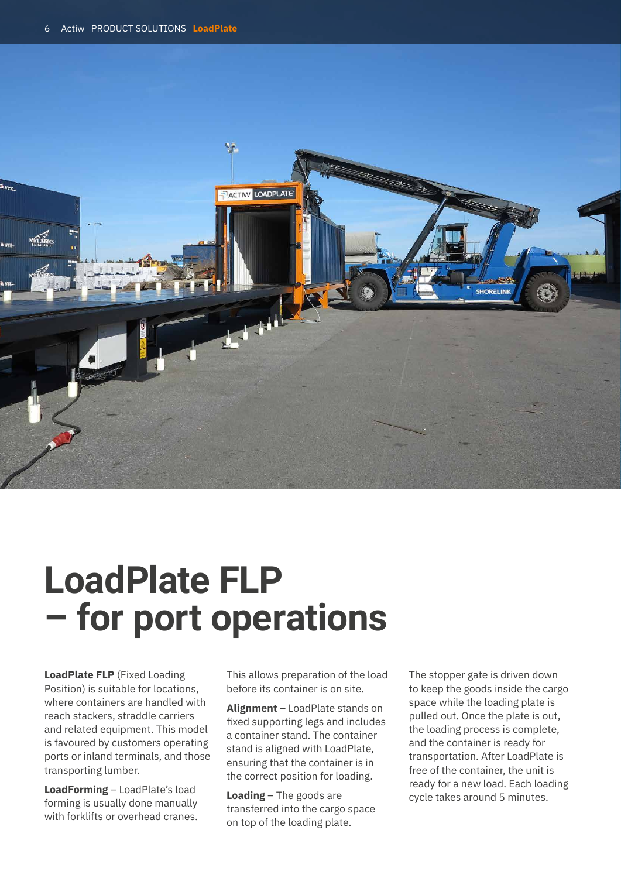# LoadPlate FLP – for port operations

**LoadPlate FLP** (Fixed Loading Position) is suitable for locations, where containers are handled with reach stackers, straddle carriers and related equipment. This model is favoured by customers operating ports or inland terminals, and those transporting lumber.

**LoadForming** – LoadPlate's load forming is usually done manually with forklifts or overhead cranes. This allows preparation of the load before its container is on site.

**Alignment** – LoadPlate stands on fixed supporting legs and includes a container stand. The container stand is aligned with LoadPlate, ensuring that the container is in the correct position for loading.

**Loading** – The goods are transferred into the cargo space on top of the loading plate. The stopper gate is driven down to keep the goods inside the cargo space while the loading plate is pulled out. Once the plate is out, the loading process is complete, and the container is ready for transportation. After LoadPlate is free of the container, the unit is ready for a new load. Each loading cycle takes around 5 minutes.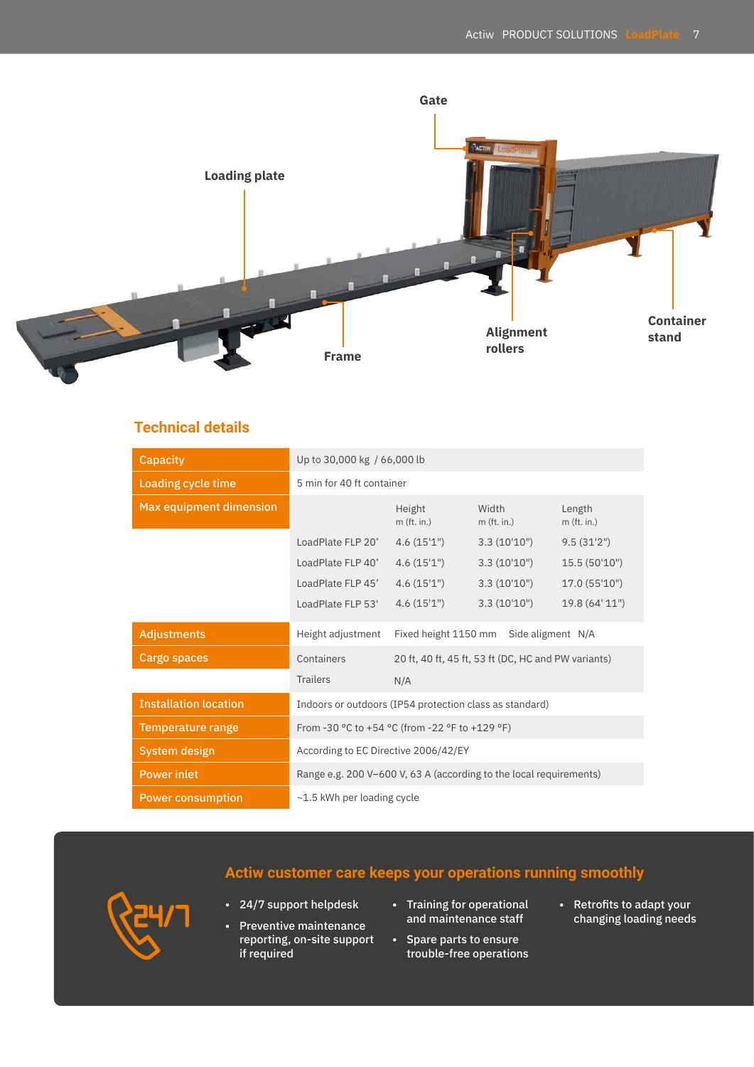Gate

Loading plate

Frame

Alignment rollers

Container stand

## Technical details

| | | | | |
|---|---|---|---|---|
| Capacity | Up to 30,000 kg / 66,000 lb | | | |
| Loading cycle time | 5 min for 40 ft container | | | |
| Max equipment dimension | | Height m (ft. in.) | Width m (ft. in.) | Length m (ft. in.) |
| | LoadPlate FLP 20' | 4.6 (15'1") | 3.3 (10'10") | 9.5 (31'2") |
| | LoadPlate FLP 40' | 4.6 (15'1") | 3.3 (10'10") | 15.5 (50'10") |
| | LoadPlate FLP 45' | 4.6 (15'1") | 3.3 (10'10") | 17.0 (55'10") |
| | LoadPlate FLP 53' | 4.6 (15'1") | 3.3 (10'10") | 19.8 (64' 11") |
| Adjustments | Height adjustment | Fixed height 1150 mm | Side aligment N/A | |
| Cargo spaces | Containers | 20 ft, 40 ft, 45 ft, 53 ft (DC, HC and PW variants) | | |
| | Trailers | N/A | | |
| Installation location | Indoors or outdoors (IP54 protection class as standard) | | | |
| Temperature range | From -30 °C to +54 °C (from -22 °F to +129 °F) | | | |
| System design | According to EC Directive 2006/42/EY | | | |
| Power inlet | Range e.g. 200 V–600 V, 63 A (according to the local requirements) | | | |
| Power consumption | ~1.5 kWh per loading cycle | | | |

## Actiw customer care keeps your operations running smoothly

24/7

- 24/7 support helpdesk
- Preventive maintenance reporting, on-site support if required
- Training for operational and maintenance staff
- Spare parts to ensure trouble-free operations
- Retrofits to adapt your changing loading needs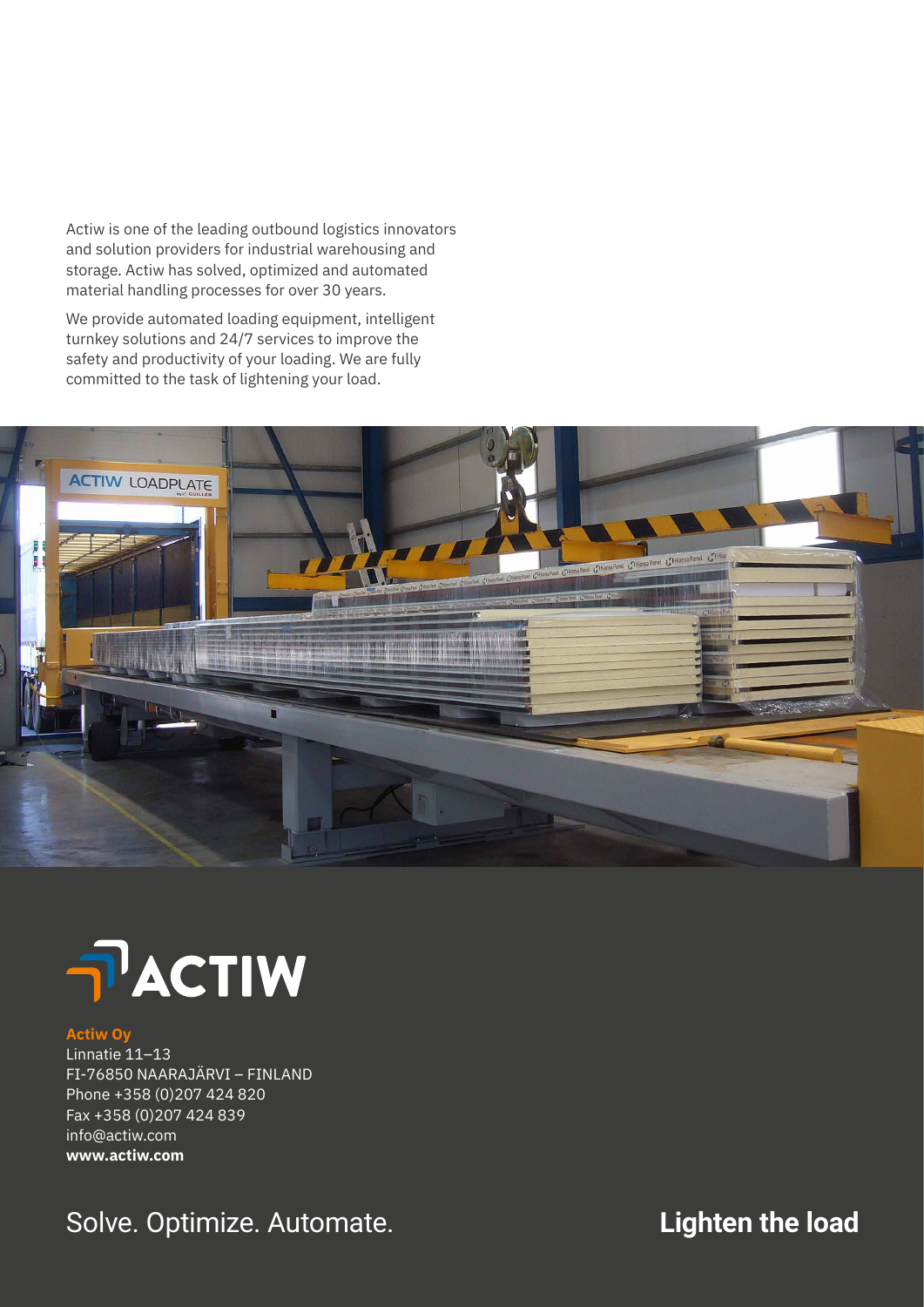Actiw is one of the leading outbound logistics innovators and solution providers for industrial warehousing and storage. Actiw has solved, optimized and automated material handling processes for over 30 years.

We provide automated loading equipment, intelligent turnkey solutions and 24/7 services to improve the safety and productivity of your loading. We are fully committed to the task of lightening your load.

**Actiw Oy**
Linnatie 11–13
FI-76850 NAARAJÄRVI – FINLAND
Phone +358 (0)207 424 820
Fax +358 (0)207 424 839
info@actiw.com
**www.actiw.com**

Solve. Optimize. Automate.

**Lighten the load**